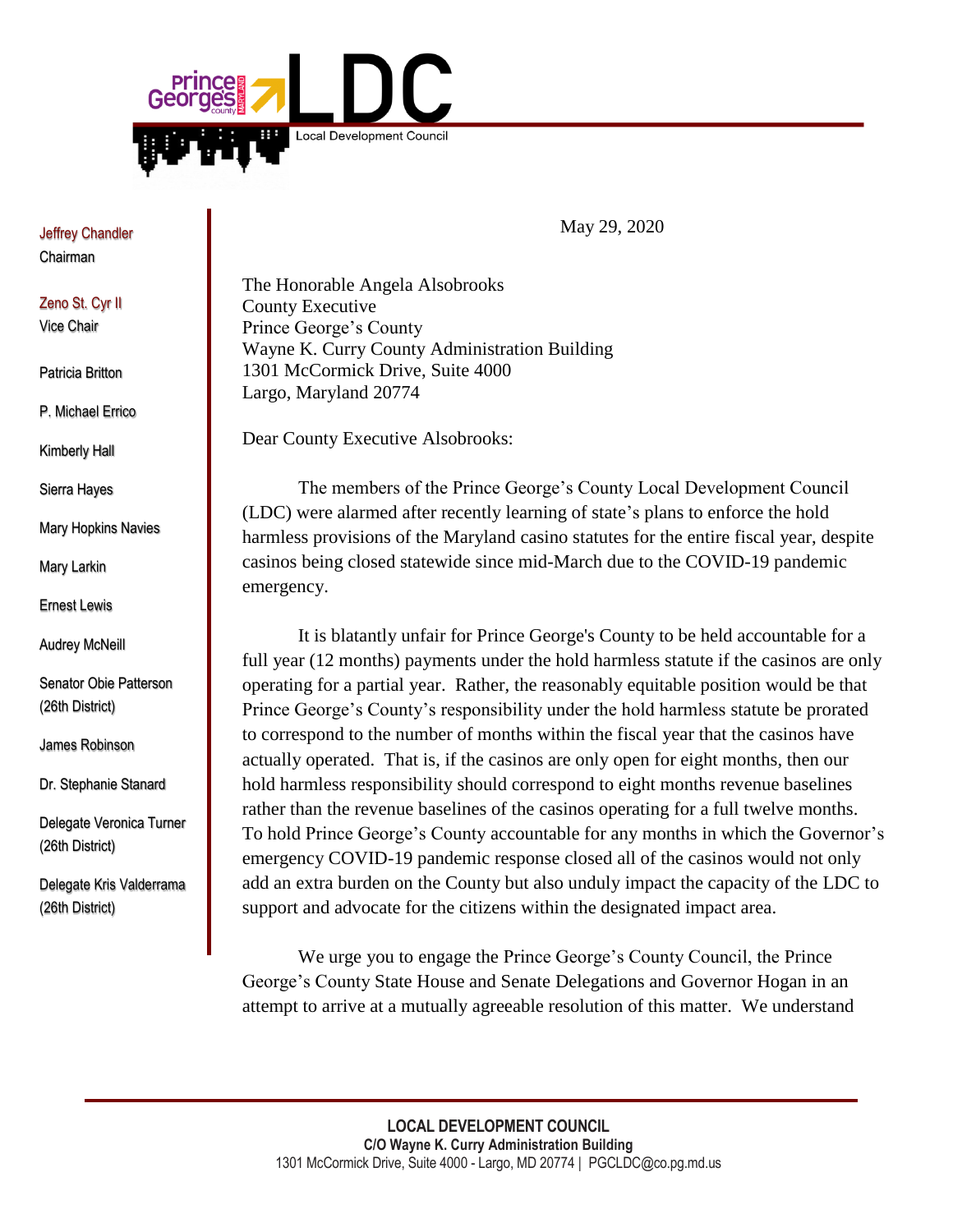**Prince George's County Maryland LDC**
Local Development Council

Jeffrey Chandler
Chairman

Zeno St. Cyr II
Vice Chair

Patricia Britton

P. Michael Errico

Kimberly Hall

Sierra Hayes

Mary Hopkins Navies

Mary Larkin

Ernest Lewis

Audrey McNeill

Senator Obie Patterson (26th District)

James Robinson

Dr. Stephanie Stanard

Delegate Veronica Turner (26th District)

Delegate Kris Valderrama (26th District)

May 29, 2020

The Honorable Angela Alsobrooks
County Executive
Prince George's County
Wayne K. Curry County Administration Building
1301 McCormick Drive, Suite 4000
Largo, Maryland 20774

Dear County Executive Alsobrooks:

The members of the Prince George's County Local Development Council (LDC) were alarmed after recently learning of state's plans to enforce the hold harmless provisions of the Maryland casino statutes for the entire fiscal year, despite casinos being closed statewide since mid-March due to the COVID-19 pandemic emergency.

It is blatantly unfair for Prince George's County to be held accountable for a full year (12 months) payments under the hold harmless statute if the casinos are only operating for a partial year. Rather, the reasonably equitable position would be that Prince George's County's responsibility under the hold harmless statute be prorated to correspond to the number of months within the fiscal year that the casinos have actually operated. That is, if the casinos are only open for eight months, then our hold harmless responsibility should correspond to eight months revenue baselines rather than the revenue baselines of the casinos operating for a full twelve months. To hold Prince George's County accountable for any months in which the Governor's emergency COVID-19 pandemic response closed all of the casinos would not only add an extra burden on the County but also unduly impact the capacity of the LDC to support and advocate for the citizens within the designated impact area.

We urge you to engage the Prince George's County Council, the Prince George's County State House and Senate Delegations and Governor Hogan in an attempt to arrive at a mutually agreeable resolution of this matter. We understand

**LOCAL DEVELOPMENT COUNCIL**
**C/O Wayne K. Curry Administration Building**
1301 McCormick Drive, Suite 4000 - Largo, MD 20774 | PGCLDC@co.pg.md.us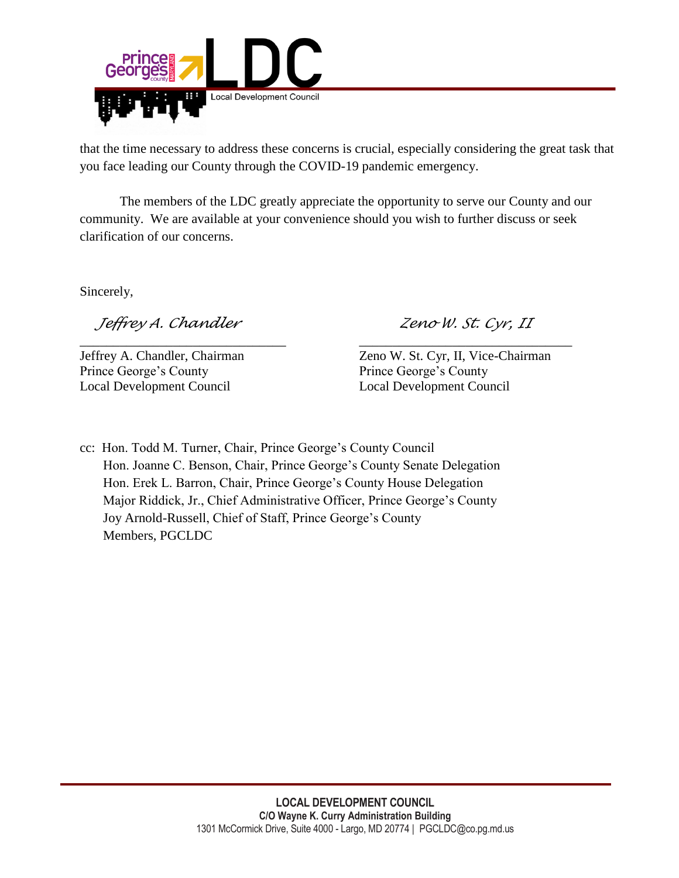that the time necessary to address these concerns is crucial, especially considering the great task that you face leading our County through the COVID-19 pandemic emergency.

The members of the LDC greatly appreciate the opportunity to serve our County and our community. We are available at your convenience should you wish to further discuss or seek clarification of our concerns.

Sincerely,

*Jeffrey A. Chandler*

Jeffrey A. Chandler, Chairman
Prince George's County
Local Development Council

*Zeno W. St. Cyr, II*

Zeno W. St. Cyr, II, Vice-Chairman
Prince George's County
Local Development Council

cc: Hon. Todd M. Turner, Chair, Prince George's County Council
Hon. Joanne C. Benson, Chair, Prince George's County Senate Delegation
Hon. Erek L. Barron, Chair, Prince George's County House Delegation
Major Riddick, Jr., Chief Administrative Officer, Prince George's County
Joy Arnold-Russell, Chief of Staff, Prince George's County
Members, PGCLDC